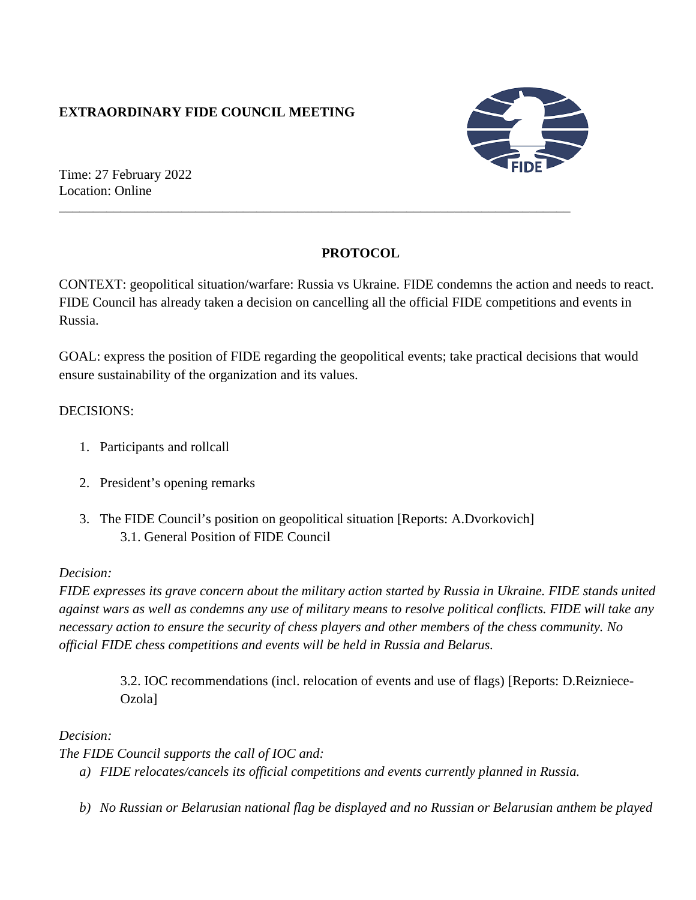**EXTRAORDINARY FIDE COUNCIL MEETING**

Time: 27 February 2022
Location: Online

---

**PROTOCOL**

CONTEXT: geopolitical situation/warfare: Russia vs Ukraine. FIDE condemns the action and needs to react. FIDE Council has already taken a decision on cancelling all the official FIDE competitions and events in Russia.

GOAL: express the position of FIDE regarding the geopolitical events; take practical decisions that would ensure sustainability of the organization and its values.

DECISIONS:

1. Participants and rollcall

2. President's opening remarks

3. The FIDE Council's position on geopolitical situation [Reports: A.Dvorkovich]
    3.1. General Position of FIDE Council

*Decision:*
*FIDE expresses its grave concern about the military action started by Russia in Ukraine. FIDE stands united against wars as well as condemns any use of military means to resolve political conflicts. FIDE will take any necessary action to ensure the security of chess players and other members of the chess community. No official FIDE chess competitions and events will be held in Russia and Belarus.*

    3.2. IOC recommendations (incl. relocation of events and use of flags) [Reports: D.Reizniece-Ozola]

*Decision:*
*The FIDE Council supports the call of IOC and:*

*a) FIDE relocates/cancels its official competitions and events currently planned in Russia.*

*b) No Russian or Belarusian national flag be displayed and no Russian or Belarusian anthem be played*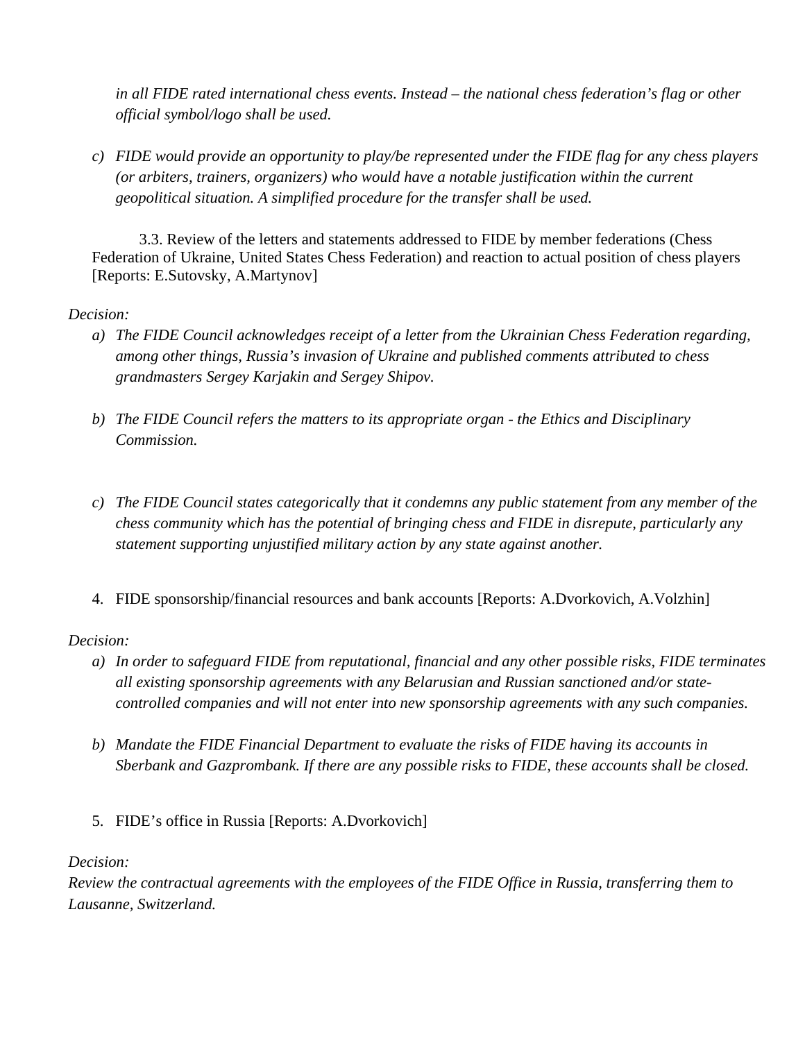*in all FIDE rated international chess events. Instead – the national chess federation's flag or other official symbol/logo shall be used.*

c) *FIDE would provide an opportunity to play/be represented under the FIDE flag for any chess players (or arbiters, trainers, organizers) who would have a notable justification within the current geopolitical situation. A simplified procedure for the transfer shall be used.*

3.3. Review of the letters and statements addressed to FIDE by member federations (Chess Federation of Ukraine, United States Chess Federation) and reaction to actual position of chess players [Reports: E.Sutovsky, A.Martynov]

*Decision:*

a) *The FIDE Council acknowledges receipt of a letter from the Ukrainian Chess Federation regarding, among other things, Russia's invasion of Ukraine and published comments attributed to chess grandmasters Sergey Karjakin and Sergey Shipov.*

b) *The FIDE Council refers the matters to its appropriate organ - the Ethics and Disciplinary Commission.*

c) *The FIDE Council states categorically that it condemns any public statement from any member of the chess community which has the potential of bringing chess and FIDE in disrepute, particularly any statement supporting unjustified military action by any state against another.*

4. FIDE sponsorship/financial resources and bank accounts [Reports: A.Dvorkovich, A.Volzhin]

*Decision:*

a) *In order to safeguard FIDE from reputational, financial and any other possible risks, FIDE terminates all existing sponsorship agreements with any Belarusian and Russian sanctioned and/or state-controlled companies and will not enter into new sponsorship agreements with any such companies.*

b) *Mandate the FIDE Financial Department to evaluate the risks of FIDE having its accounts in Sberbank and Gazprombank. If there are any possible risks to FIDE, these accounts shall be closed.*

5. FIDE's office in Russia [Reports: A.Dvorkovich]

*Decision:*

*Review the contractual agreements with the employees of the FIDE Office in Russia, transferring them to Lausanne, Switzerland.*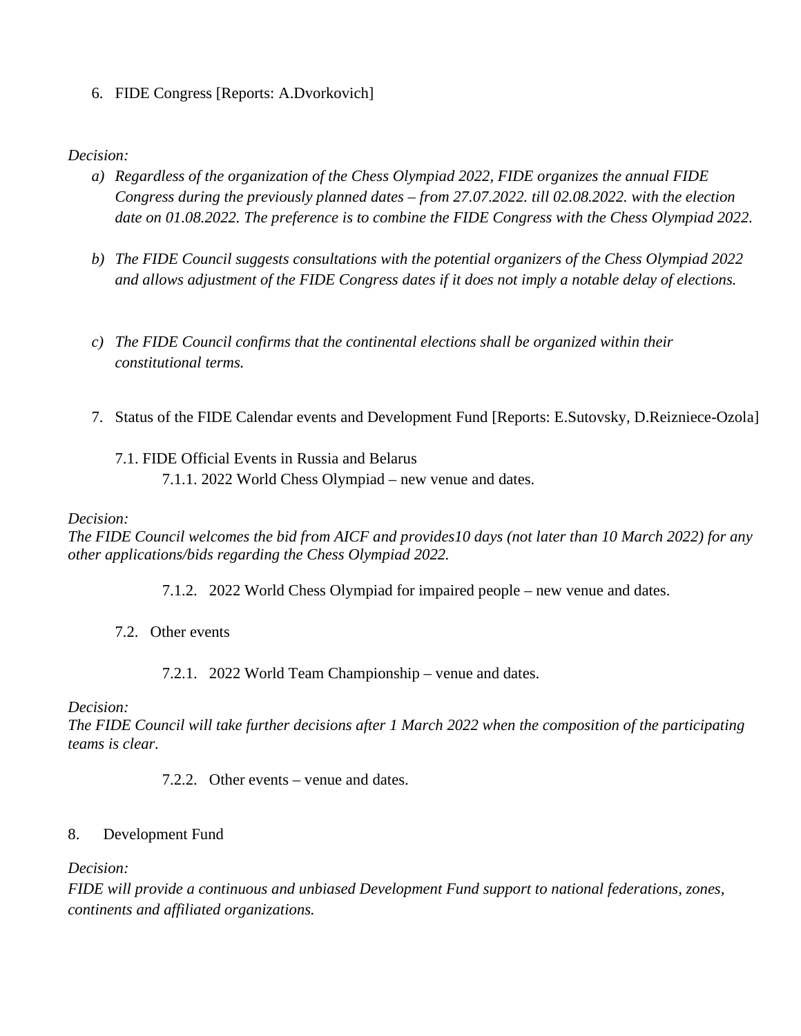6. FIDE Congress [Reports: A.Dvorkovich]

*Decision:*

*a) Regardless of the organization of the Chess Olympiad 2022, FIDE organizes the annual FIDE Congress during the previously planned dates – from 27.07.2022. till 02.08.2022. with the election date on 01.08.2022. The preference is to combine the FIDE Congress with the Chess Olympiad 2022.*

*b) The FIDE Council suggests consultations with the potential organizers of the Chess Olympiad 2022 and allows adjustment of the FIDE Congress dates if it does not imply a notable delay of elections.*

*c) The FIDE Council confirms that the continental elections shall be organized within their constitutional terms.*

7. Status of the FIDE Calendar events and Development Fund [Reports: E.Sutovsky, D.Reizniece-Ozola]

7.1. FIDE Official Events in Russia and Belarus

7.1.1. 2022 World Chess Olympiad – new venue and dates.

*Decision:*
*The FIDE Council welcomes the bid from AICF and provides10 days (not later than 10 March 2022) for any other applications/bids regarding the Chess Olympiad 2022.*

7.1.2. 2022 World Chess Olympiad for impaired people – new venue and dates.

7.2. Other events

7.2.1. 2022 World Team Championship – venue and dates.

*Decision:*
*The FIDE Council will take further decisions after 1 March 2022 when the composition of the participating teams is clear.*

7.2.2. Other events – venue and dates.

8. Development Fund

*Decision:*
*FIDE will provide a continuous and unbiased Development Fund support to national federations, zones, continents and affiliated organizations.*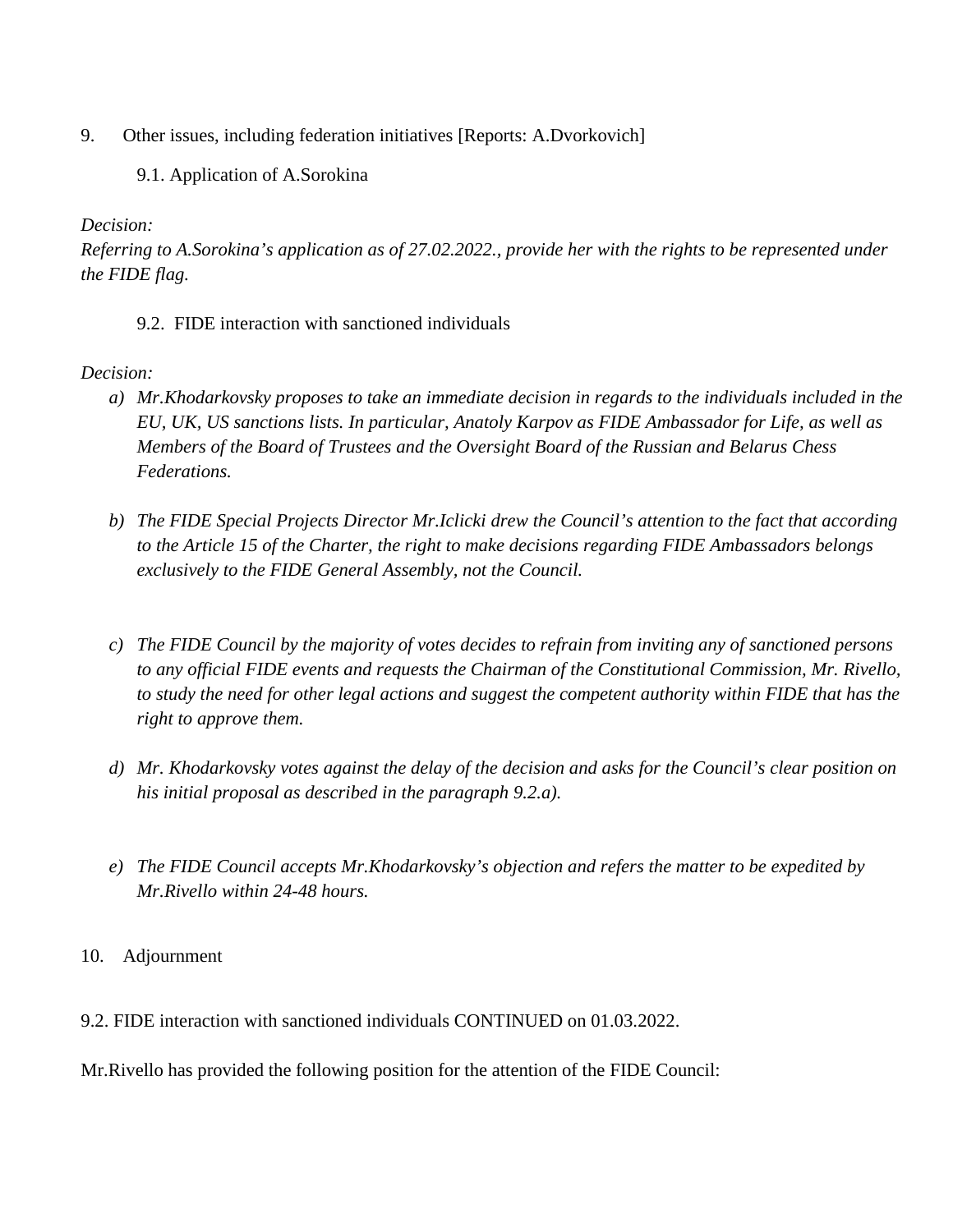9. Other issues, including federation initiatives [Reports: A.Dvorkovich]

   9.1. Application of A.Sorokina

*Decision:*
*Referring to A.Sorokina's application as of 27.02.2022., provide her with the rights to be represented under the FIDE flag.*

   9.2. FIDE interaction with sanctioned individuals

*Decision:*

a) *Mr.Khodarkovsky proposes to take an immediate decision in regards to the individuals included in the EU, UK, US sanctions lists. In particular, Anatoly Karpov as FIDE Ambassador for Life, as well as Members of the Board of Trustees and the Oversight Board of the Russian and Belarus Chess Federations.*

b) *The FIDE Special Projects Director Mr.Iclicki drew the Council's attention to the fact that according to the Article 15 of the Charter, the right to make decisions regarding FIDE Ambassadors belongs exclusively to the FIDE General Assembly, not the Council.*

c) *The FIDE Council by the majority of votes decides to refrain from inviting any of sanctioned persons to any official FIDE events and requests the Chairman of the Constitutional Commission, Mr. Rivello, to study the need for other legal actions and suggest the competent authority within FIDE that has the right to approve them.*

d) *Mr. Khodarkovsky votes against the delay of the decision and asks for the Council's clear position on his initial proposal as described in the paragraph 9.2.a).*

e) *The FIDE Council accepts Mr.Khodarkovsky's objection and refers the matter to be expedited by Mr.Rivello within 24-48 hours.*

10. Adjournment

9.2. FIDE interaction with sanctioned individuals CONTINUED on 01.03.2022.

Mr.Rivello has provided the following position for the attention of the FIDE Council: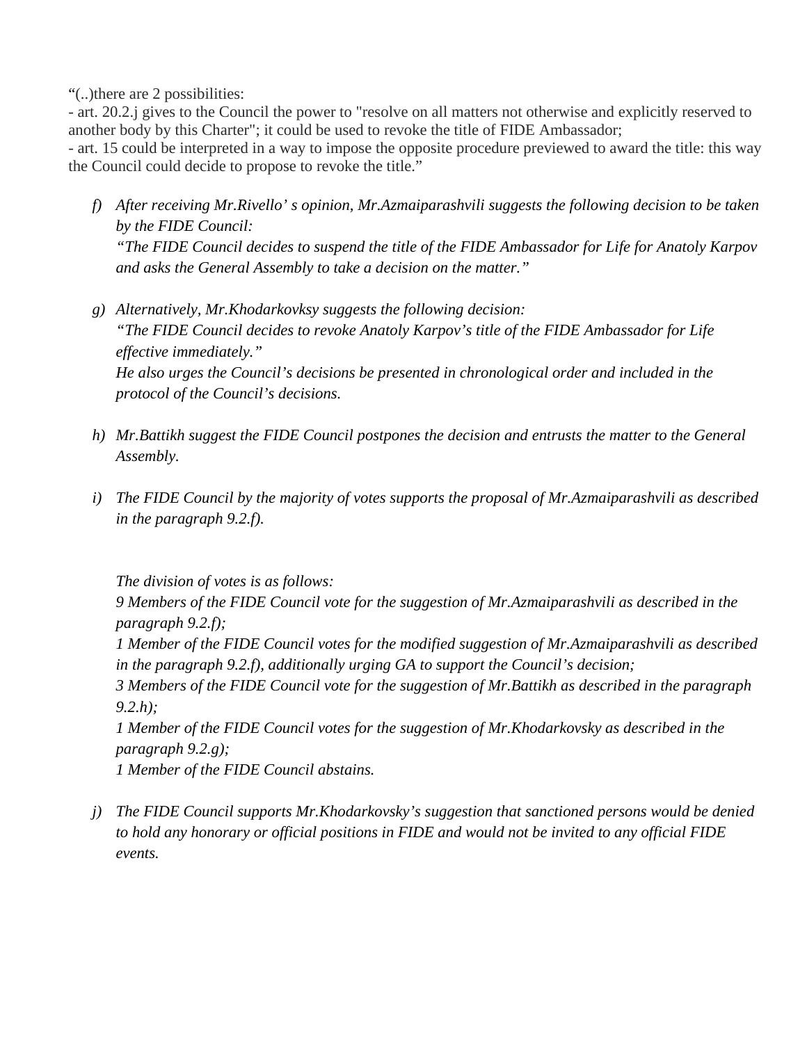“(..)there are 2 possibilities:
- art. 20.2.j gives to the Council the power to "resolve on all matters not otherwise and explicitly reserved to another body by this Charter"; it could be used to revoke the title of FIDE Ambassador;
- art. 15 could be interpreted in a way to impose the opposite procedure previewed to award the title: this way the Council could decide to propose to revoke the title.”

f) *After receiving Mr.Rivello’ s opinion, Mr.Azmaiparashvili suggests the following decision to be taken by the FIDE Council:*
*“The FIDE Council decides to suspend the title of the FIDE Ambassador for Life for Anatoly Karpov and asks the General Assembly to take a decision on the matter.”*

g) *Alternatively, Mr.Khodarkovksy suggests the following decision:*
*“The FIDE Council decides to revoke Anatoly Karpov’s title of the FIDE Ambassador for Life effective immediately.”*
*He also urges the Council’s decisions be presented in chronological order and included in the protocol of the Council’s decisions.*

h) *Mr.Battikh suggest the FIDE Council postpones the decision and entrusts the matter to the General Assembly.*

i) *The FIDE Council by the majority of votes supports the proposal of Mr.Azmaiparashvili as described in the paragraph 9.2.f).*

*The division of votes is as follows:*
*9 Members of the FIDE Council vote for the suggestion of Mr.Azmaiparashvili as described in the paragraph 9.2.f);*
*1 Member of the FIDE Council votes for the modified suggestion of Mr.Azmaiparashvili as described in the paragraph 9.2.f), additionally urging GA to support the Council’s decision;*
*3 Members of the FIDE Council vote for the suggestion of Mr.Battikh as described in the paragraph 9.2.h);*
*1 Member of the FIDE Council votes for the suggestion of Mr.Khodarkovsky as described in the paragraph 9.2.g);*
*1 Member of the FIDE Council abstains.*

j) *The FIDE Council supports Mr.Khodarkovsky’s suggestion that sanctioned persons would be denied to hold any honorary or official positions in FIDE and would not be invited to any official FIDE events.*